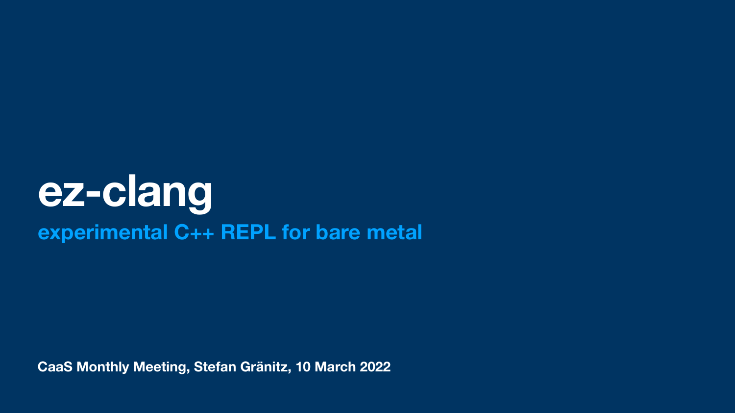# ez-clang

## experimental C++ REPL for bare metal

**CaaS Monthly Meeting, Stefan Gränitz, 10 March 2022**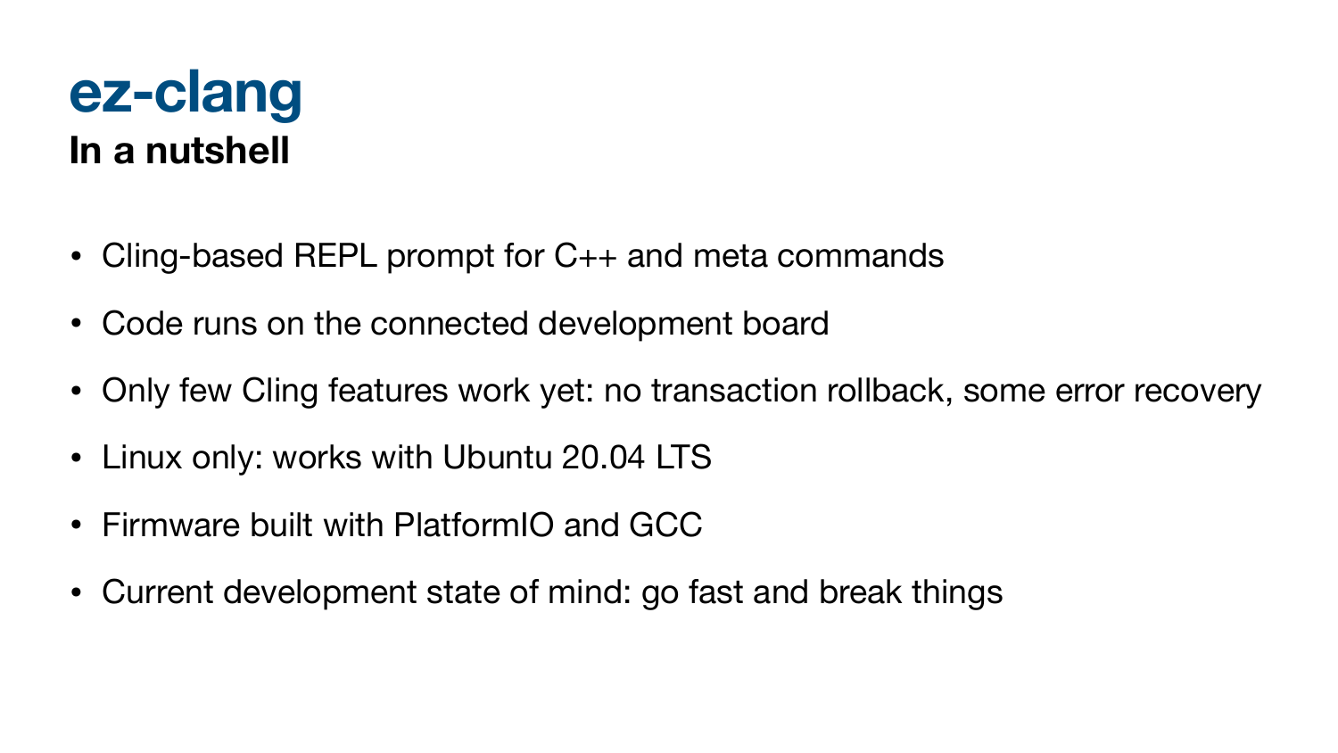# ez-clang

## In a nutshell

- Cling-based REPL prompt for C++ and meta commands
- Code runs on the connected development board
- Only few Cling features work yet: no transaction rollback, some error recovery
- Linux only: works with Ubuntu 20.04 LTS
- Firmware built with PlatformIO and GCC
- Current development state of mind: go fast and break things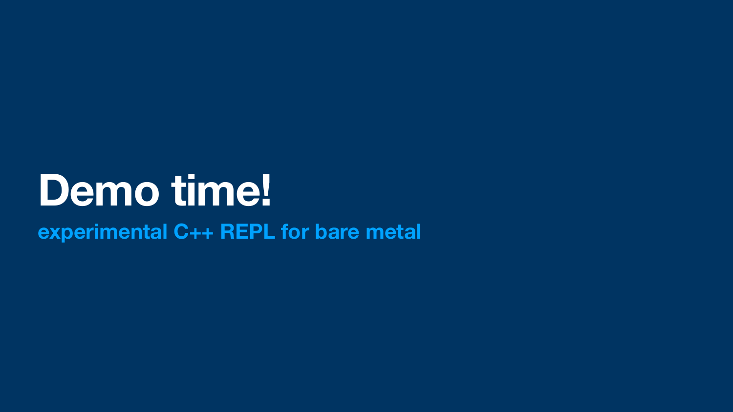# Demo time!

**experimental C++ REPL for bare metal**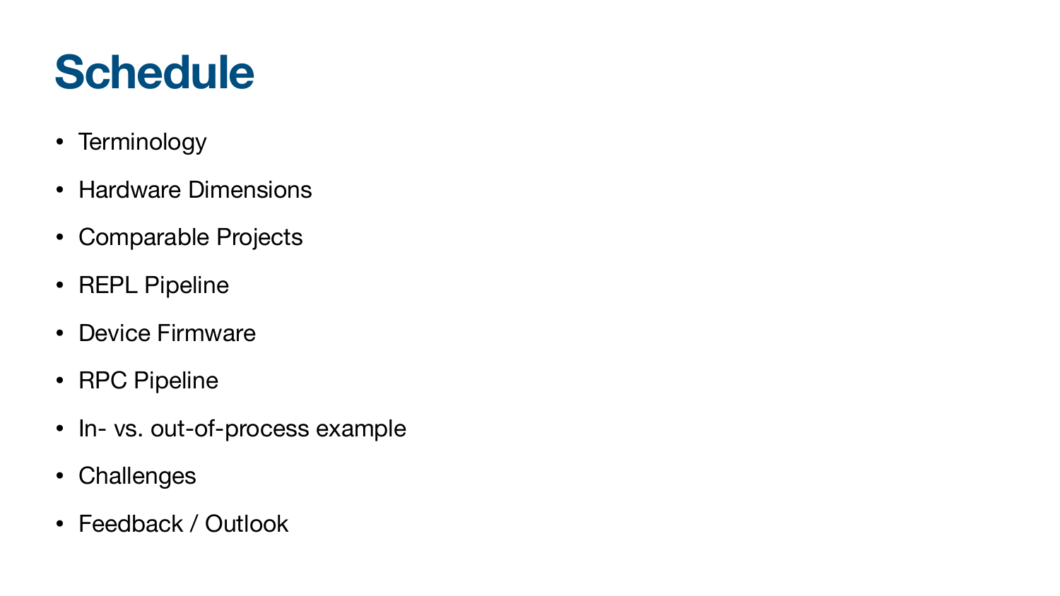# Schedule

- Terminology
- Hardware Dimensions
- Comparable Projects
- REPL Pipeline
- Device Firmware
- RPC Pipeline
- In- vs. out-of-process example
- Challenges
- Feedback / Outlook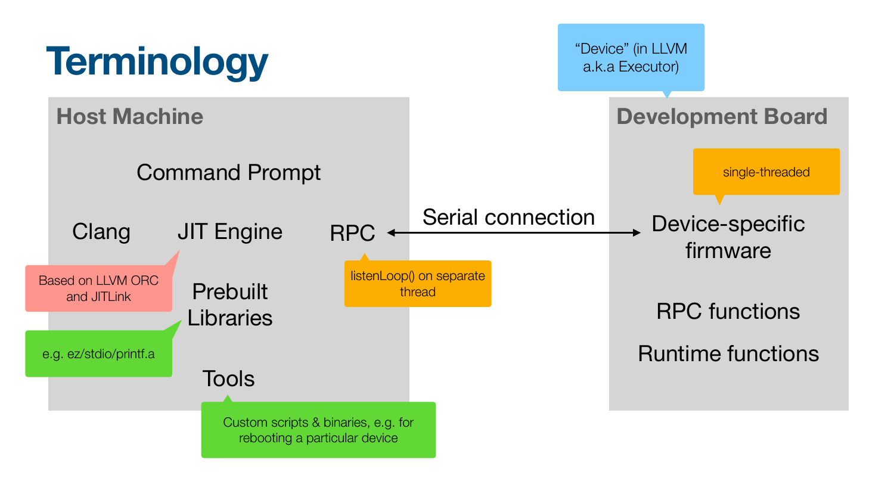# Terminology

## Host Machine

- Command Prompt
- Clang
- JIT Engine — Based on LLVM ORC and JITLink
- RPC — listenLoop() on separate thread
- Prebuilt Libraries — e.g. ez/stdio/printf.a
- Tools — Custom scripts & binaries, e.g. for rebooting a particular device

**Serial connection** (Host Machine RPC ↔ Development Board Device-specific firmware)

## Development Board

"Device" (in LLVM a.k.a Executor)

- Device-specific firmware — single-threaded
- RPC functions
- Runtime functions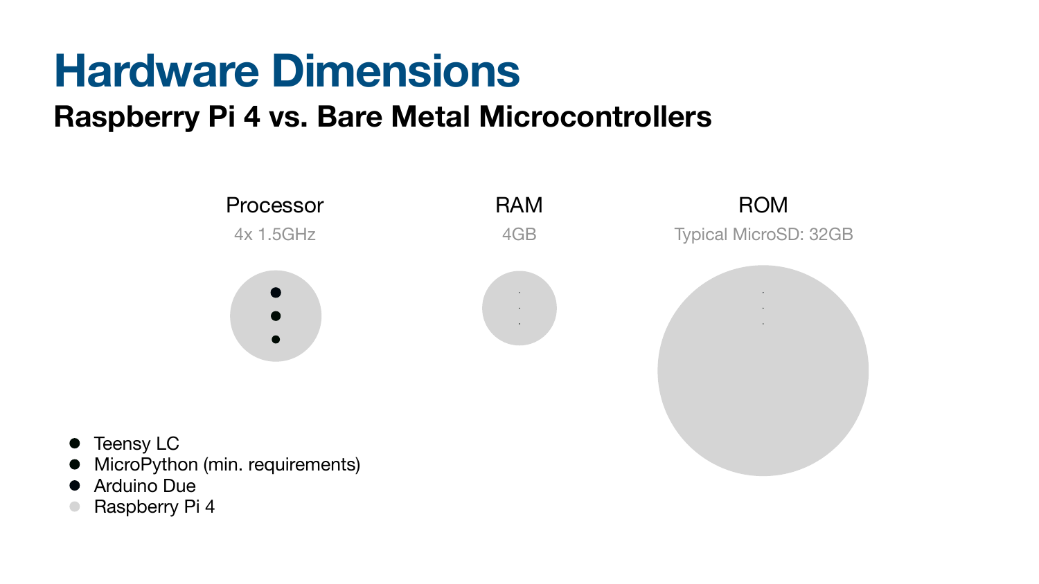# Hardware Dimensions

## Raspberry Pi 4 vs. Bare Metal Microcontrollers

Processor

4x 1.5GHz

RAM

4GB

ROM

Typical MicroSD: 32GB

- Teensy LC
- MicroPython (min. requirements)
- Arduino Due
- Raspberry Pi 4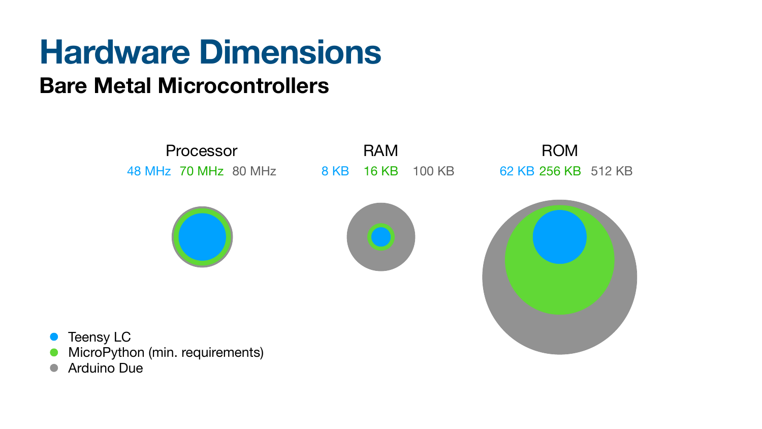# Hardware Dimensions

## Bare Metal Microcontrollers

Processor

48 MHz 70 MHz 80 MHz

RAM

8 KB 16 KB 100 KB

ROM

62 KB 256 KB 512 KB

- Teensy LC
- MicroPython (min. requirements)
- Arduino Due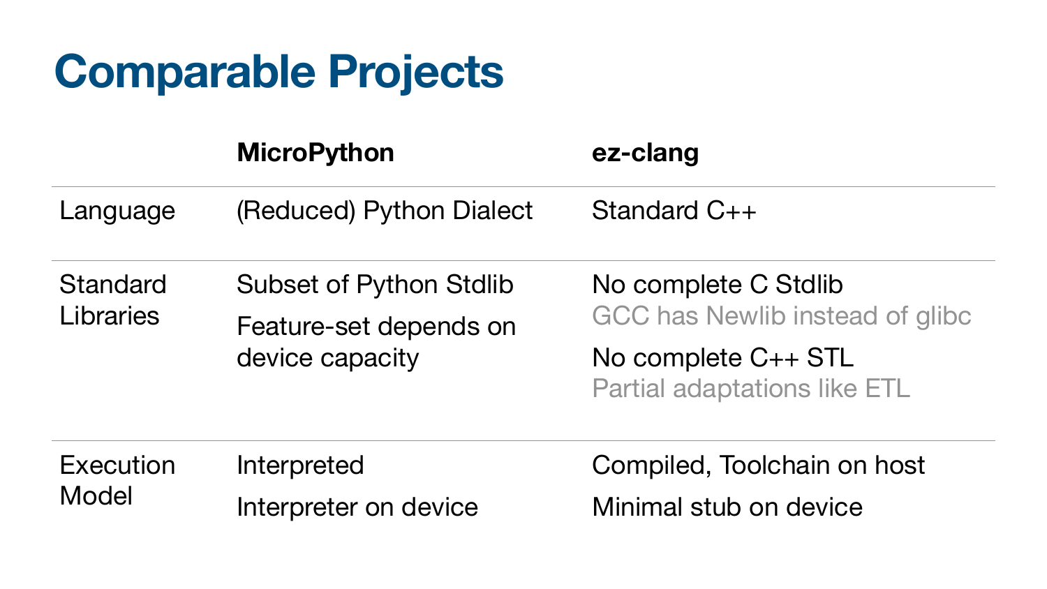# Comparable Projects

| | MicroPython | ez-clang |
|---|---|---|
| Language | (Reduced) Python Dialect | Standard C++ |
| Standard Libraries | Subset of Python Stdlib<br>Feature-set depends on device capacity | No complete C Stdlib<br>GCC has Newlib instead of glibc<br>No complete C++ STL<br>Partial adaptations like ETL |
| Execution Model | Interpreted<br>Interpreter on device | Compiled, Toolchain on host<br>Minimal stub on device |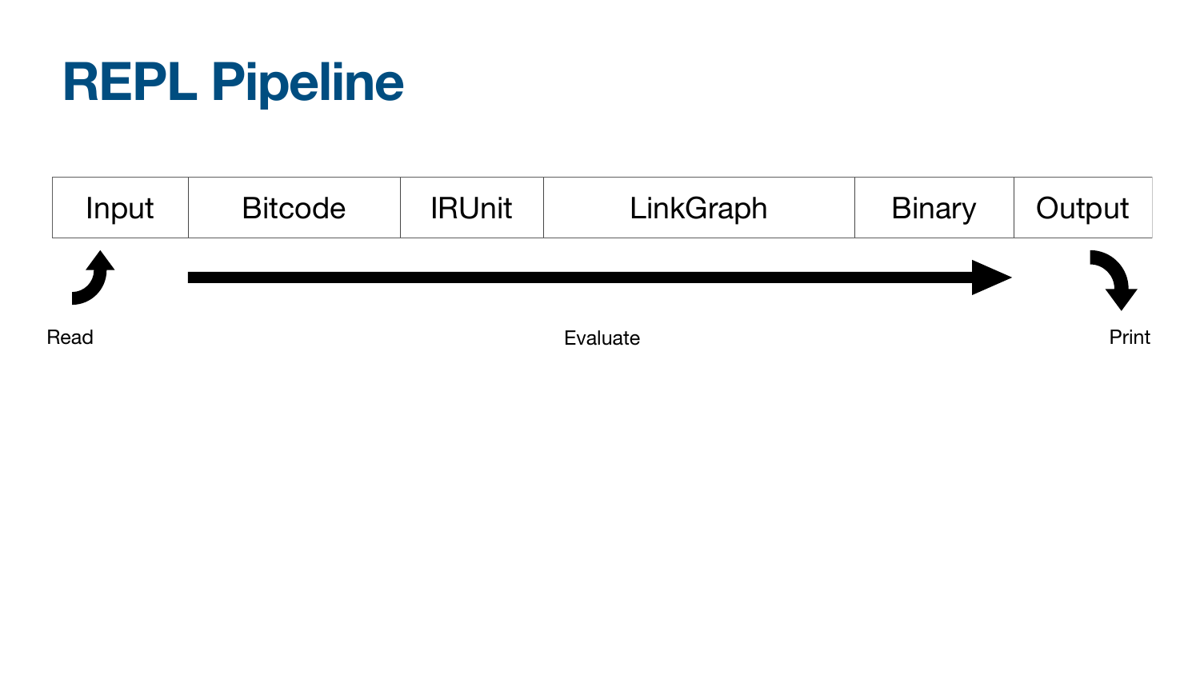# REPL Pipeline

| Input | Bitcode | IRUnit | LinkGraph | Binary | Output |
|---|---|---|---|---|---|

Read

Evaluate

Print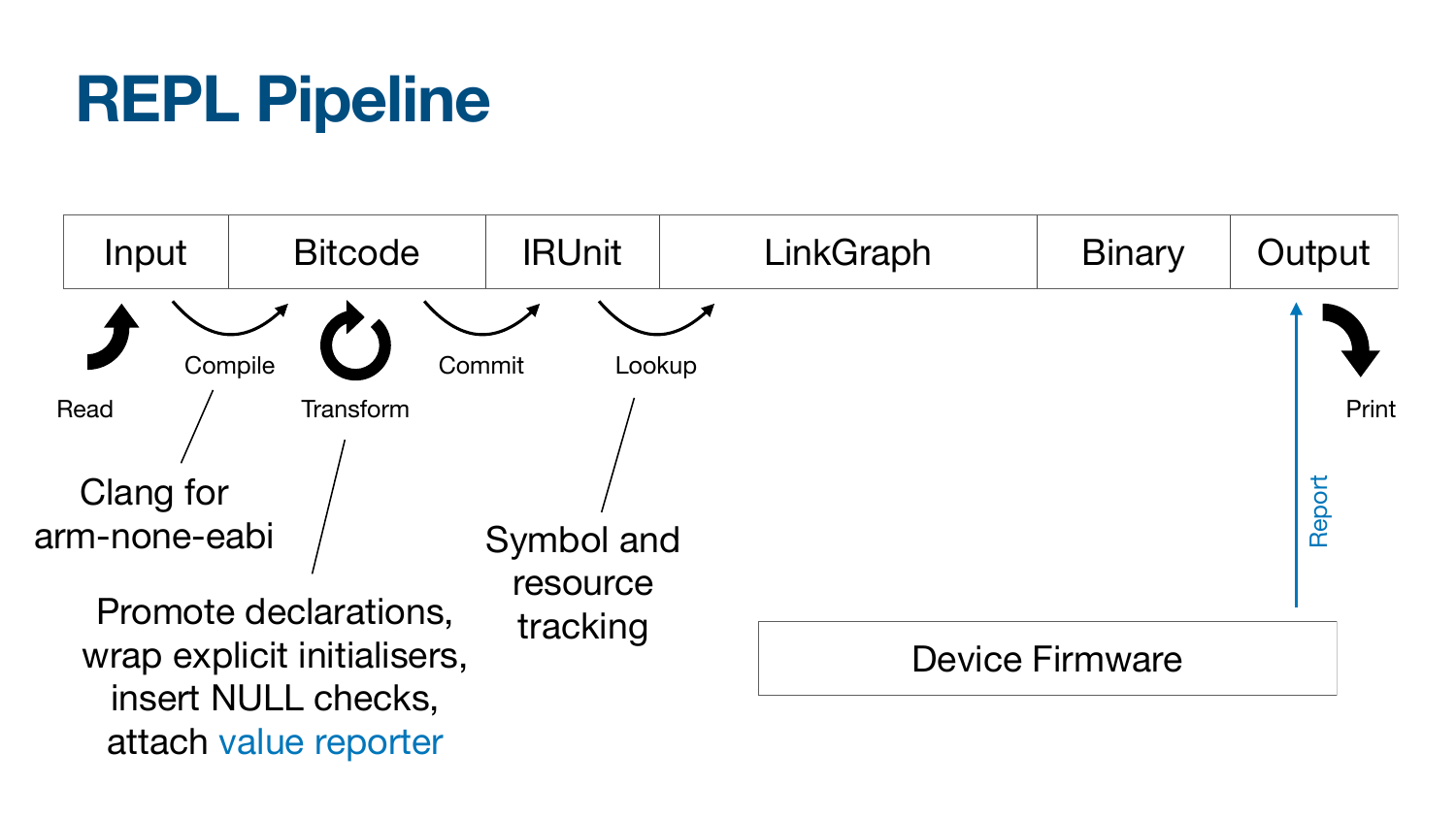# REPL Pipeline

| Input | Bitcode | IRUnit | LinkGraph | Binary | Output |
|---|---|---|---|---|---|

- **Read** → Input
- **Compile** (Input → Bitcode): Clang for arm-none-eabi
- **Transform** (Bitcode): Promote declarations, wrap explicit initialisers, insert NULL checks, attach value reporter
- **Commit** (Bitcode → IRUnit)
- **Lookup** (IRUnit → LinkGraph): Symbol and resource tracking
- **Report** (Device Firmware → Output)
- **Print** ← Output

Device Firmware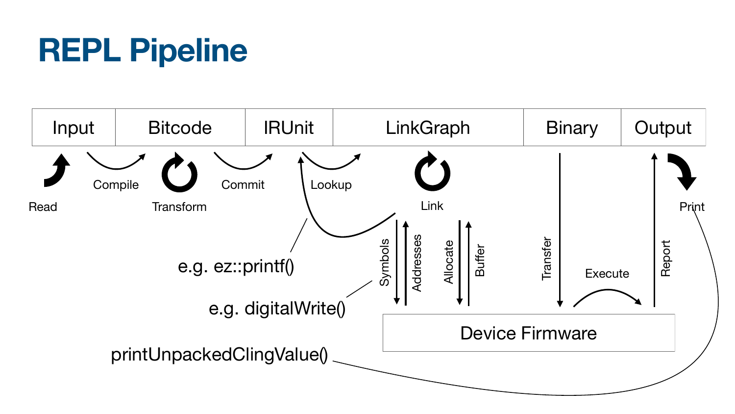# REPL Pipeline

| Input | Bitcode | IRUnit | LinkGraph | Binary | Output |
|---|---|---|---|---|---|

Read — Compile — Transform — Commit — Lookup — Link — Print

Symbols, Addresses, Allocate, Buffer, Transfer, Execute, Report

Device Firmware

e.g. ez::printf()

e.g. digitalWrite()

printUnpackedClingValue()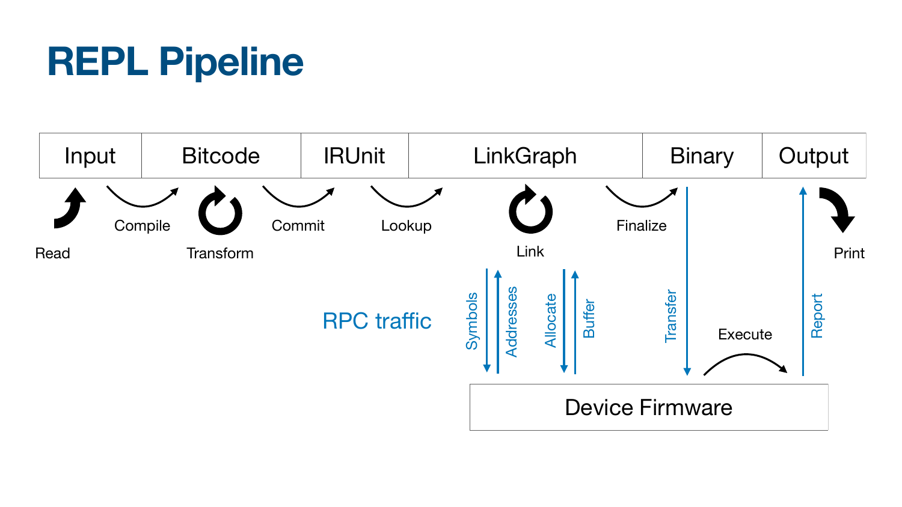# REPL Pipeline

| Input | Bitcode | IRUnit | LinkGraph | Binary | Output |
| --- | --- | --- | --- | --- | --- |

Read

Compile

Transform

Commit

Lookup

Link

Finalize

Print

RPC traffic

Symbols

Addresses

Allocate

Buffer

Transfer

Execute

Report

Device Firmware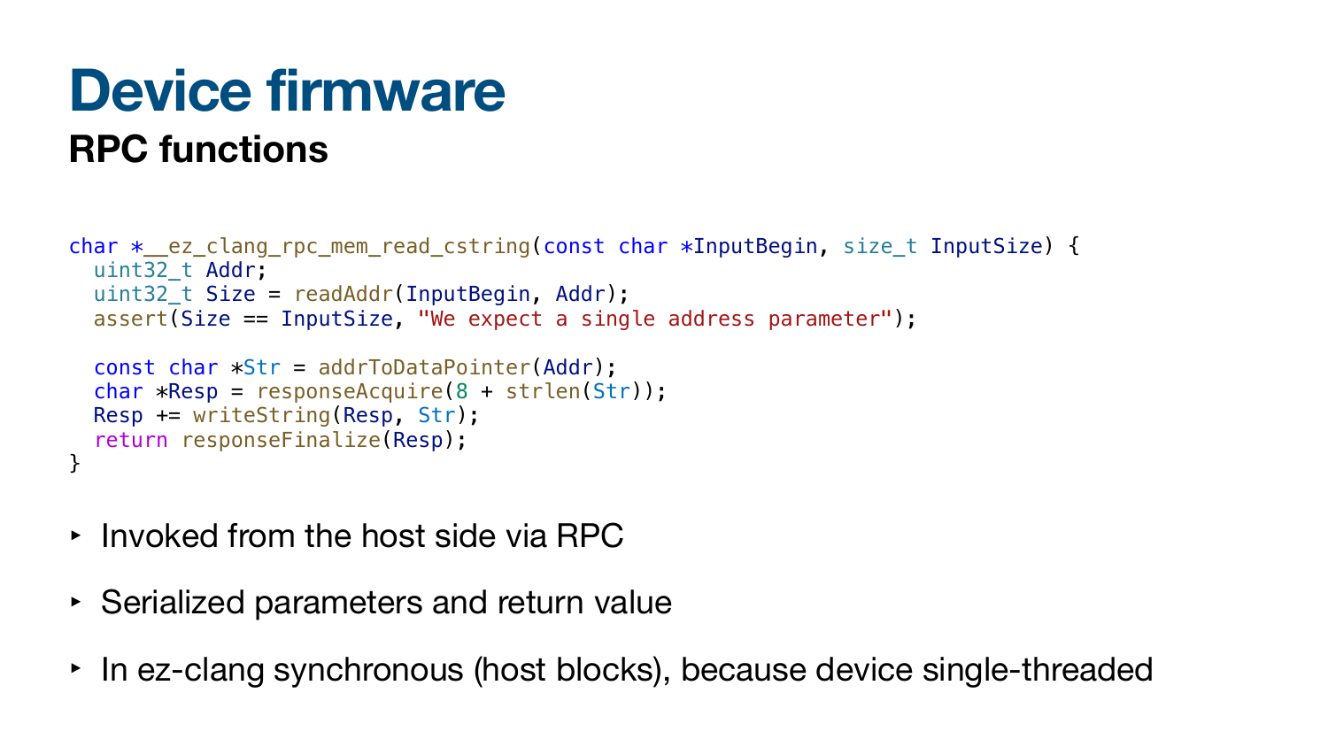# Device firmware

## RPC functions

```
char *__ez_clang_rpc_mem_read_cstring(const char *InputBegin, size_t InputSize) {
  uint32_t Addr;
  uint32_t Size = readAddr(InputBegin, Addr);
  assert(Size == InputSize, "We expect a single address parameter");

  const char *Str = addrToDataPointer(Addr);
  char *Resp = responseAcquire(8 + strlen(Str));
  Resp += writeString(Resp, Str);
  return responseFinalize(Resp);
}
```

- Invoked from the host side via RPC
- Serialized parameters and return value
- In ez-clang synchronous (host blocks), because device single-threaded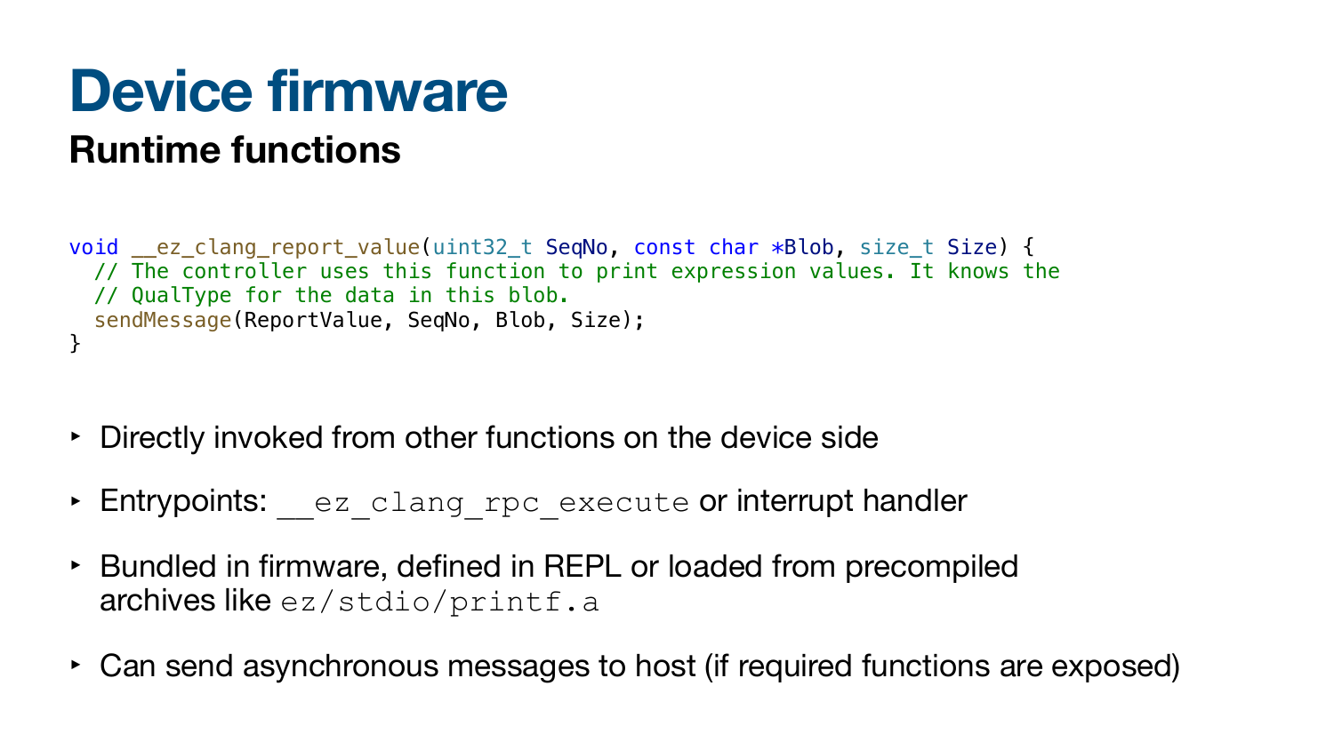# Device firmware

## Runtime functions

```
void __ez_clang_report_value(uint32_t SeqNo, const char *Blob, size_t Size) {
  // The controller uses this function to print expression values. It knows the
  // QualType for the data in this blob.
  sendMessage(ReportValue, SeqNo, Blob, Size);
}
```

- Directly invoked from other functions on the device side
- Entrypoints: `__ez_clang_rpc_execute` or interrupt handler
- Bundled in firmware, defined in REPL or loaded from precompiled archives like `ez/stdio/printf.a`
- Can send asynchronous messages to host (if required functions are exposed)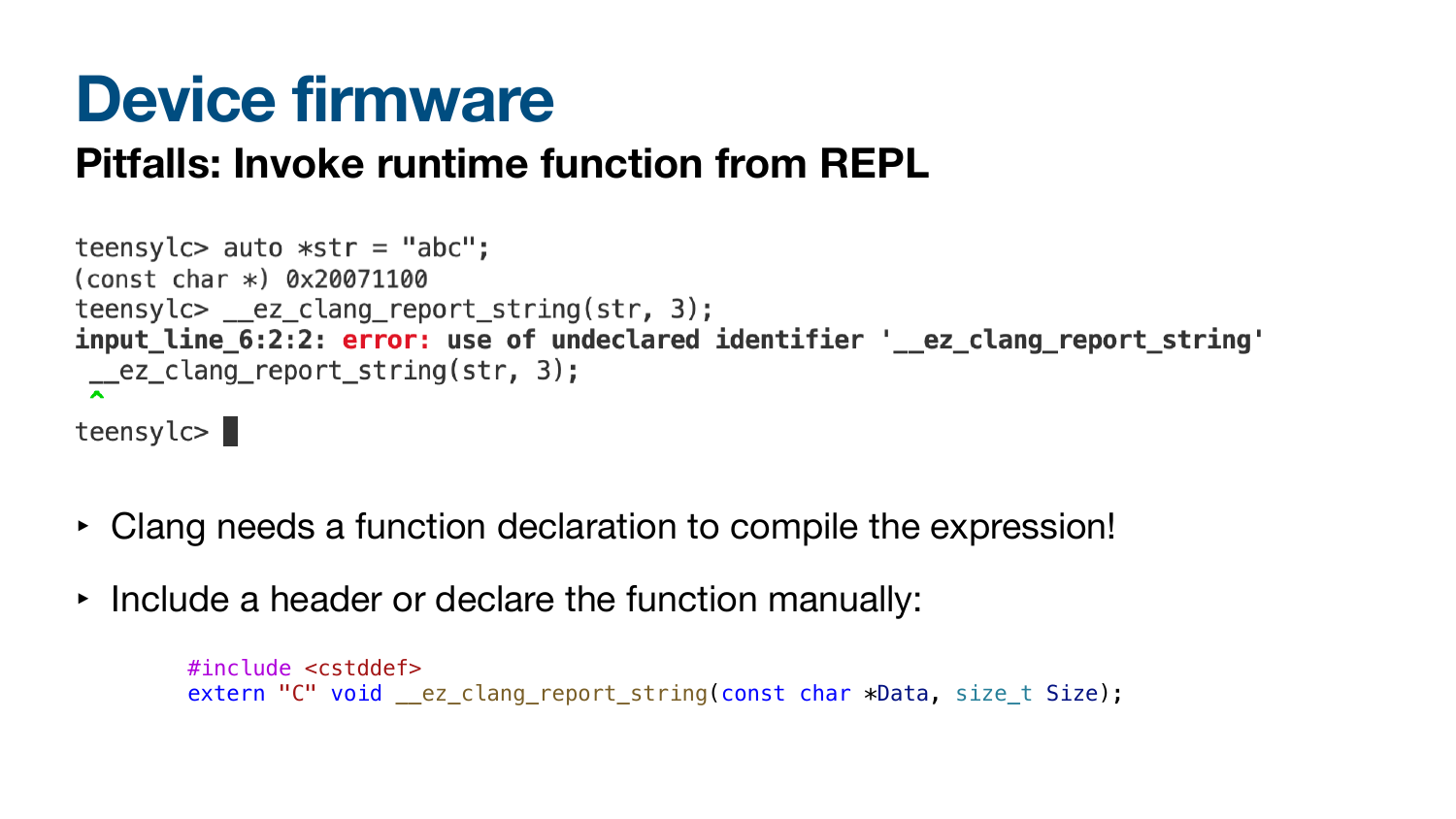# Device firmware

## Pitfalls: Invoke runtime function from REPL

```
teensylc> auto *str = "abc";
(const char *) 0x20071100
teensylc> __ez_clang_report_string(str, 3);
input_line_6:2:2: error: use of undeclared identifier '__ez_clang_report_string'
 __ez_clang_report_string(str, 3);
 ^
teensylc> 
```

- Clang needs a function declaration to compile the expression!
- Include a header or declare the function manually:

```
#include <cstddef>
extern "C" void __ez_clang_report_string(const char *Data, size_t Size);
```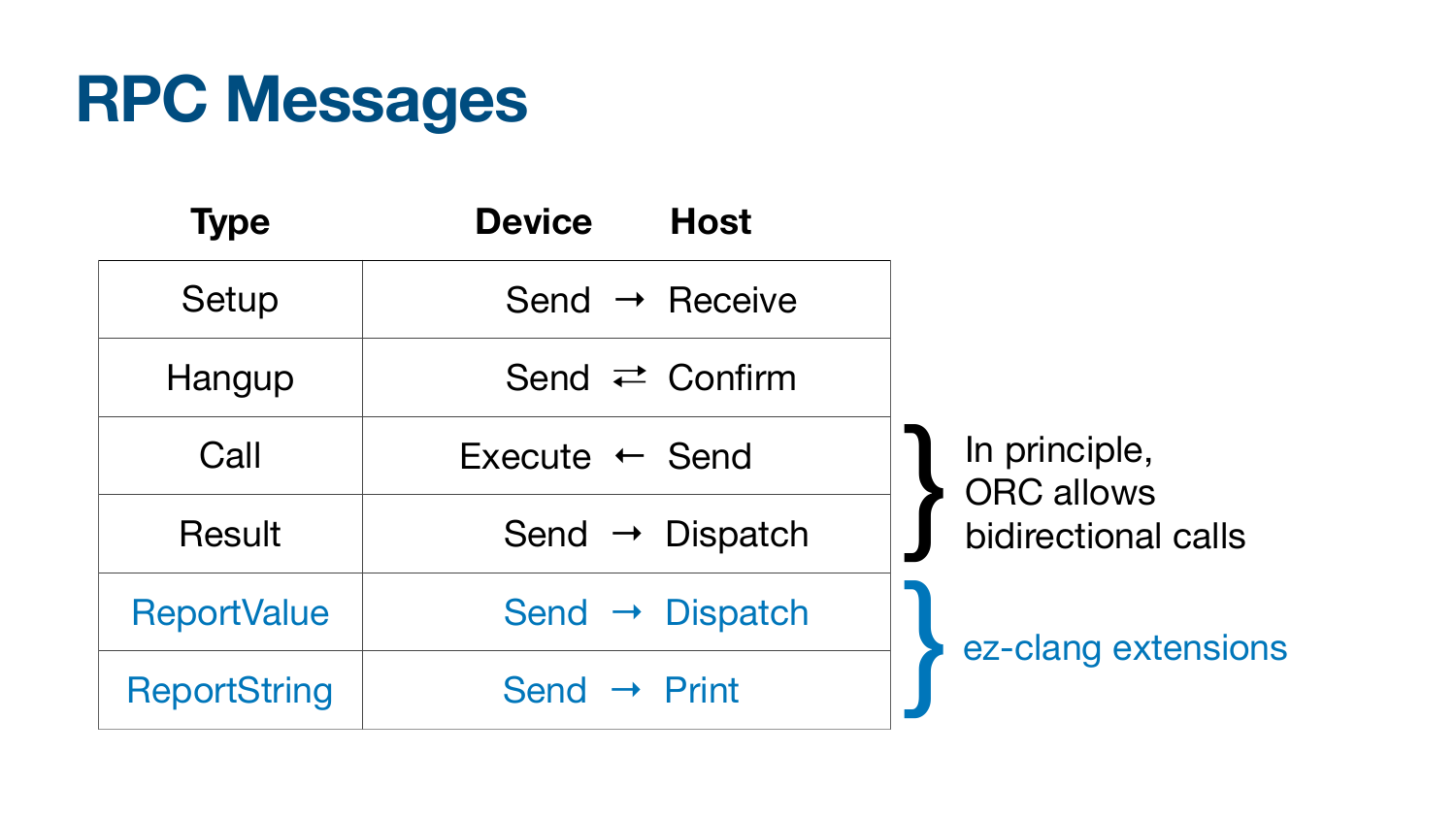# RPC Messages

| Type | Device | | Host |
|---|---|---|---|
| Setup | Send | → | Receive |
| Hangup | Send | ⇄ | Confirm |
| Call | Execute | ← | Send |
| Result | Send | → | Dispatch |
| ReportValue | Send | → | Dispatch |
| ReportString | Send | → | Print |

Call, Result: In principle, ORC allows bidirectional calls

ReportValue, ReportString: ez-clang extensions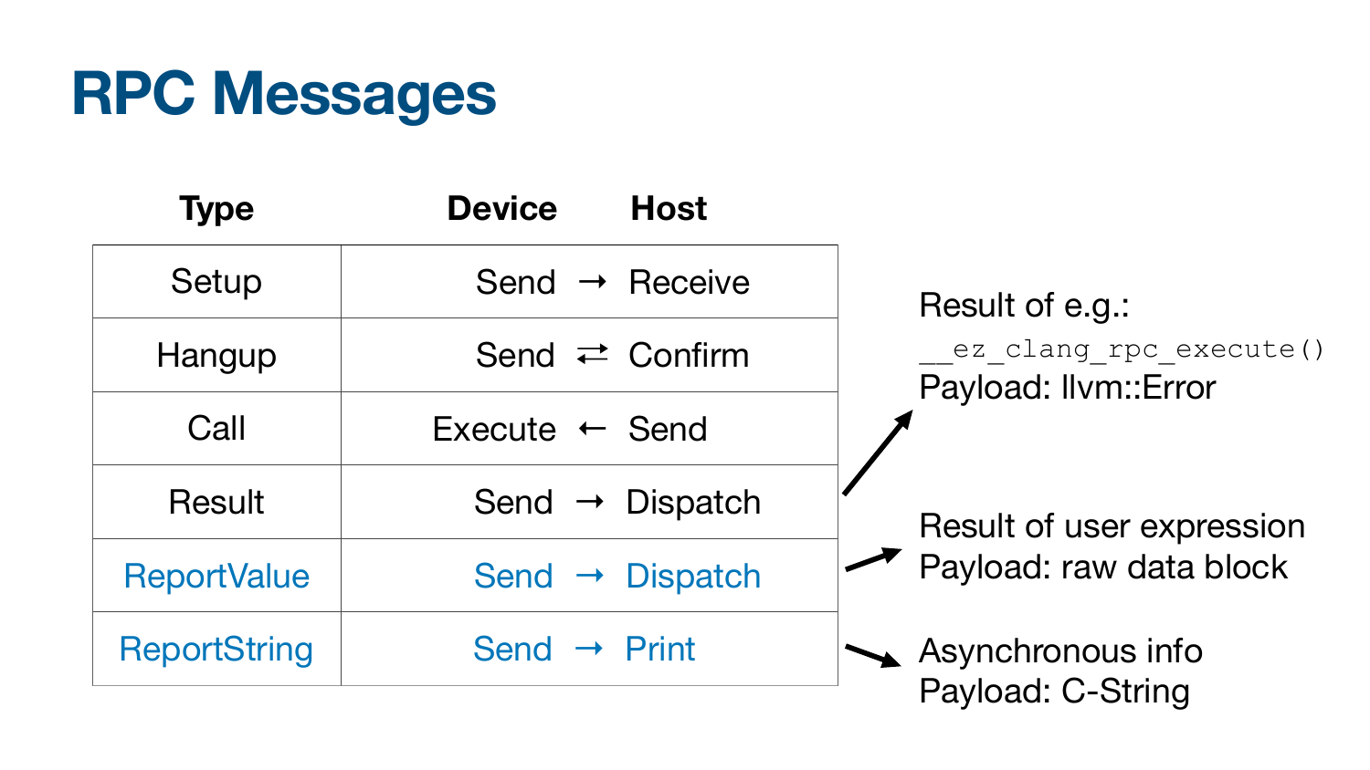# RPC Messages

| Type | Device | | Host |
| --- | --- | --- | --- |
| Setup | Send | → | Receive |
| Hangup | Send | ⇄ | Confirm |
| Call | Execute | ← | Send |
| Result | Send | → | Dispatch |
| ReportValue | Send | → | Dispatch |
| ReportString | Send | → | Print |

Result of e.g.: `__ez_clang_rpc_execute()`
Payload: llvm::Error

Result of user expression
Payload: raw data block

Asynchronous info
Payload: C-String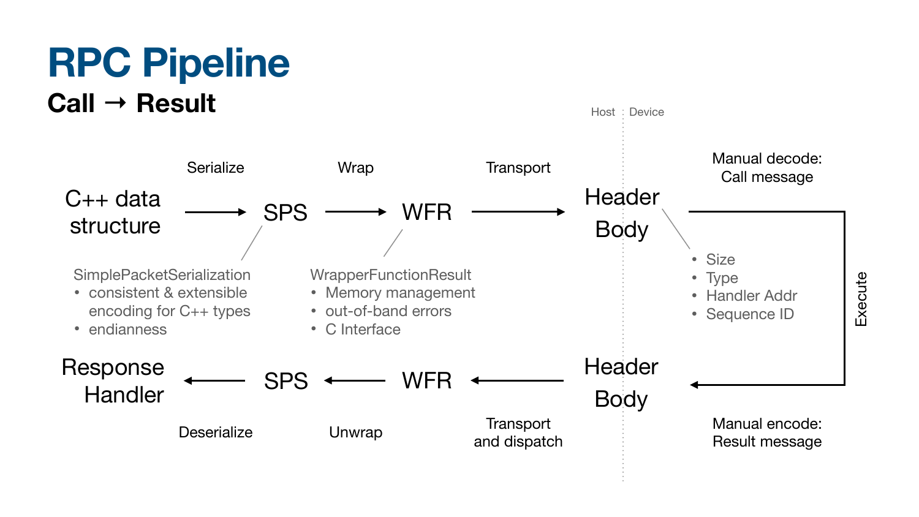# RPC Pipeline

## Call → Result

Host | Device

**Call path:**

C++ data structure → (Serialize) → SPS → (Wrap) → WFR → (Transport) → Header / Body

Manual decode: Call message

- Size
- Type
- Handler Addr
- Sequence ID

Execute

Manual encode: Result message

**Result path:**

Header / Body → (Transport and dispatch) → WFR → (Unwrap) → SPS → (Deserialize) → Response Handler

SimplePacketSerialization

- consistent & extensible encoding for C++ types
- endianness

WrapperFunctionResult

- Memory management
- out-of-band errors
- C Interface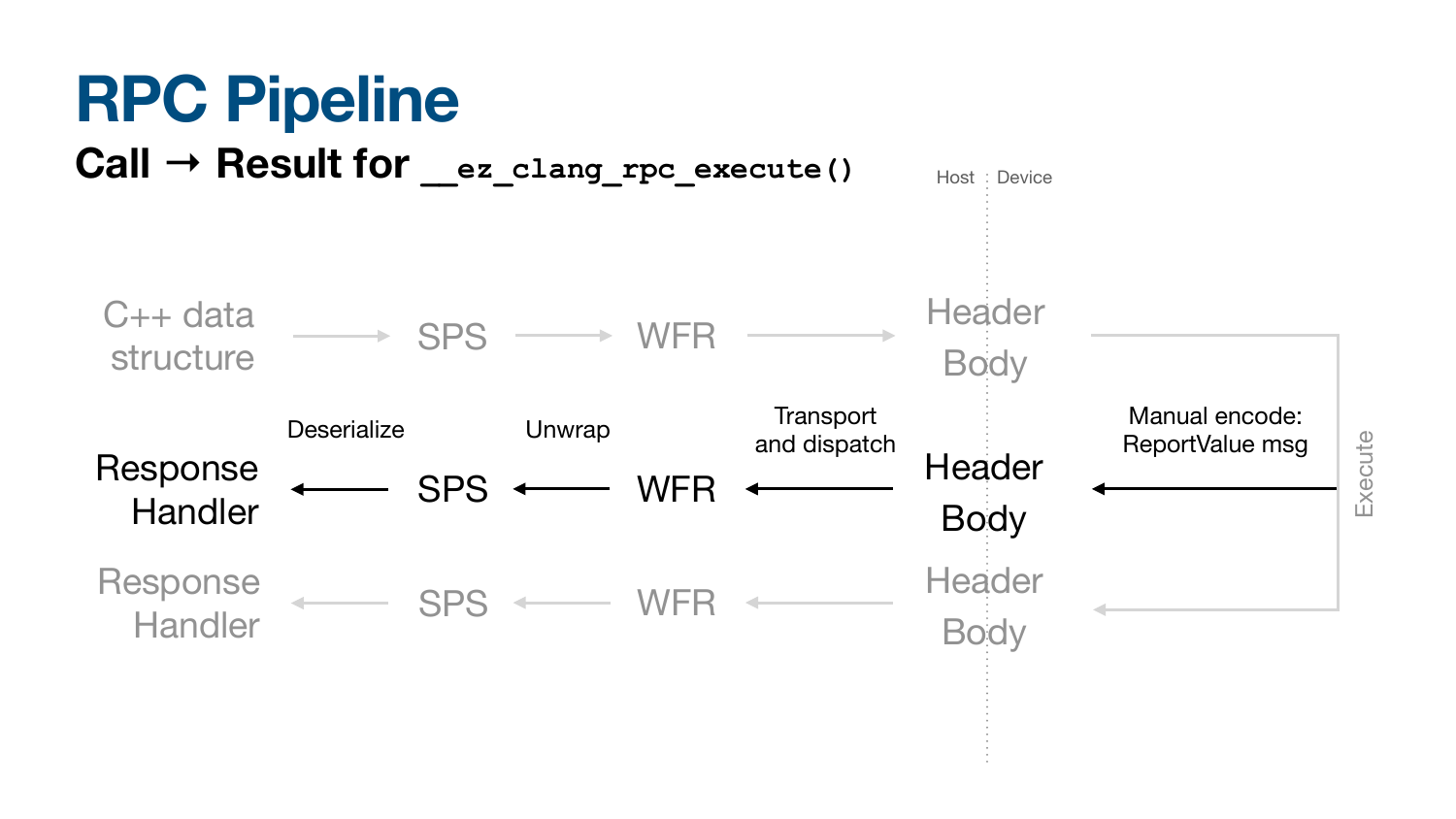# RPC Pipeline

## Call → Result for `__ez_clang_rpc_execute()`

Host | Device

C++ data structure → SPS → WFR → Header Body

Response Handler ← Deserialize ← SPS ← Unwrap ← WFR ← Transport and dispatch ← Header Body ← Manual encode: ReportValue msg

Response Handler ← SPS ← WFR ← Header Body

Execute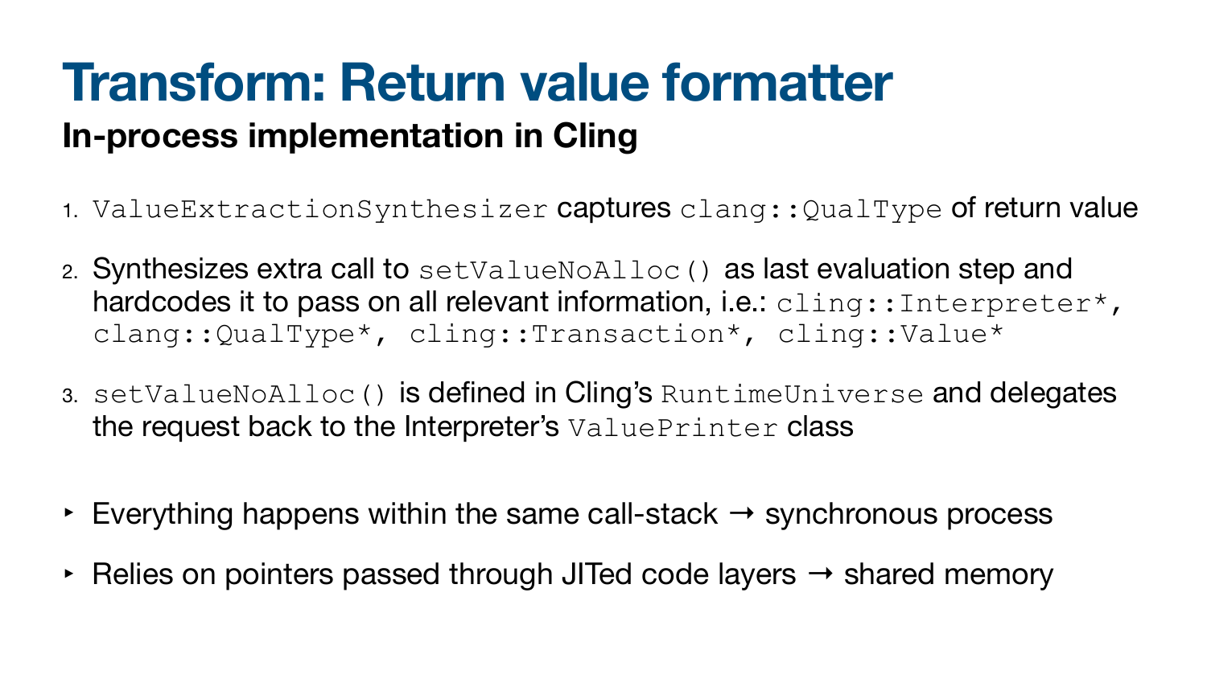# Transform: Return value formatter

## In-process implementation in Cling

1. `ValueExtractionSynthesizer` captures `clang::QualType` of return value
2. Synthesizes extra call to `setValueNoAlloc()` as last evaluation step and hardcodes it to pass on all relevant information, i.e.: `cling::Interpreter*`, `clang::QualType*`, `cling::Transaction*`, `cling::Value*`
3. `setValueNoAlloc()` is defined in Cling's `RuntimeUniverse` and delegates the request back to the Interpreter's `ValuePrinter` class

- Everything happens within the same call-stack → synchronous process
- Relies on pointers passed through JITed code layers → shared memory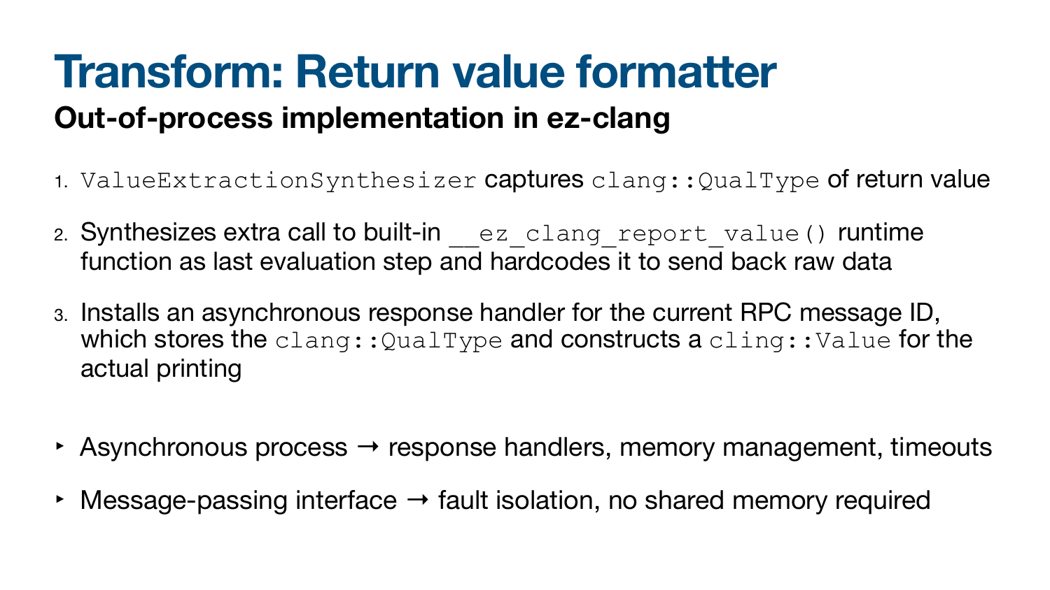# Transform: Return value formatter

## Out-of-process implementation in ez-clang

1. `ValueExtractionSynthesizer` captures `clang::QualType` of return value
2. Synthesizes extra call to built-in `__ez_clang_report_value()` runtime function as last evaluation step and hardcodes it to send back raw data
3. Installs an asynchronous response handler for the current RPC message ID, which stores the `clang::QualType` and constructs a `cling::Value` for the actual printing

- Asynchronous process → response handlers, memory management, timeouts
- Message-passing interface → fault isolation, no shared memory required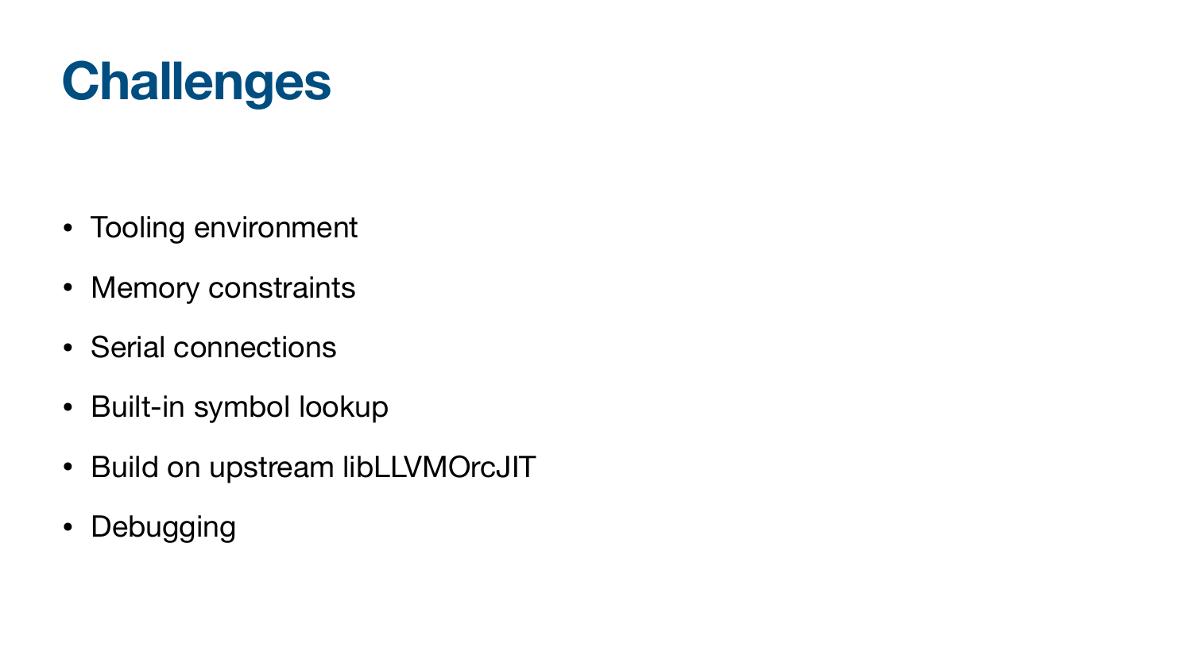# Challenges

- Tooling environment
- Memory constraints
- Serial connections
- Built-in symbol lookup
- Build on upstream libLLVMOrcJIT
- Debugging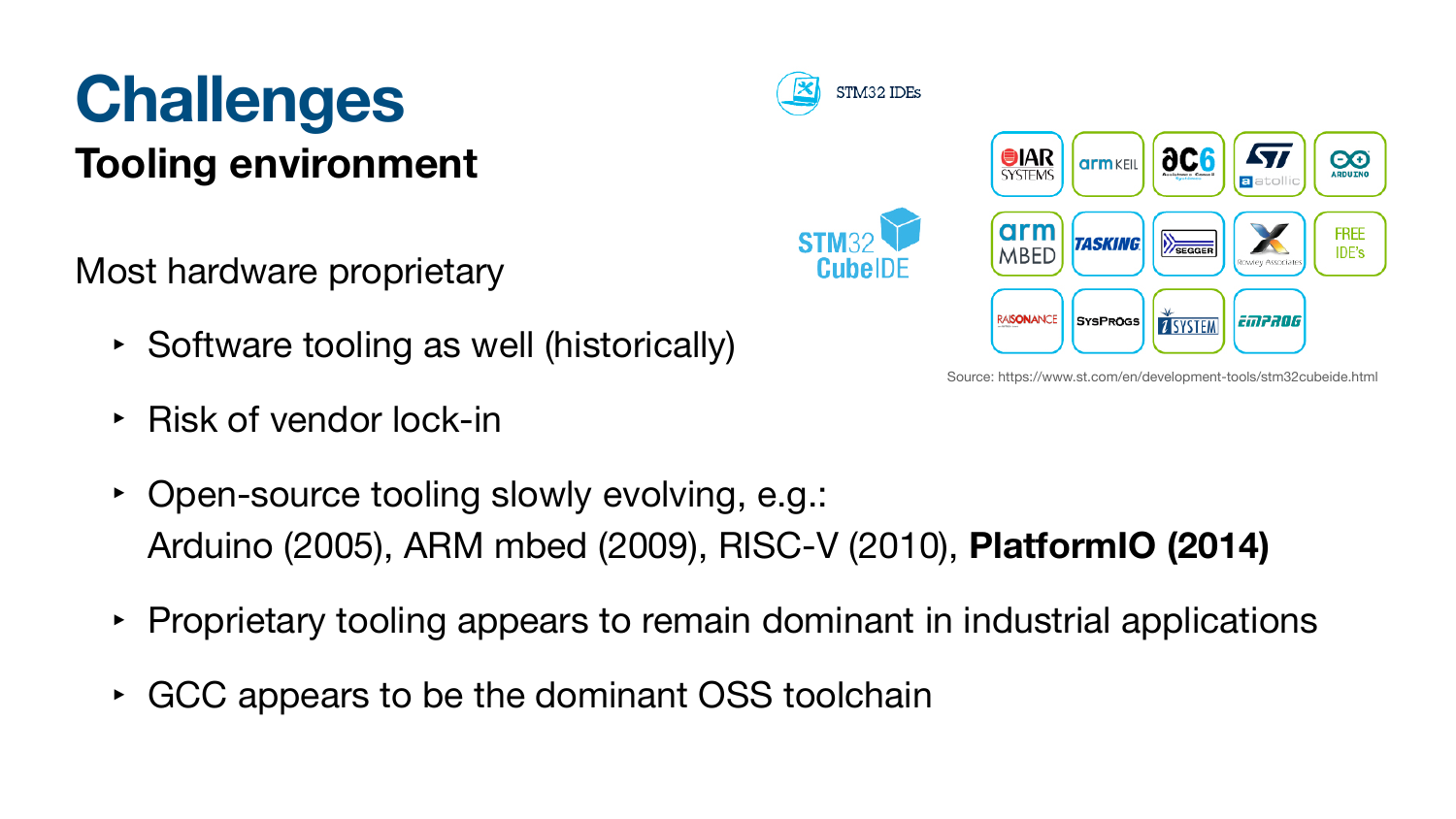# Challenges

## Tooling environment

STM32 IDEs

STM32 CubeIDE

Source: https://www.st.com/en/development-tools/stm32cubeide.html

Most hardware proprietary

- Software tooling as well (historically)
- Risk of vendor lock-in
- Open-source tooling slowly evolving, e.g.: Arduino (2005), ARM mbed (2009), RISC-V (2010), **PlatformIO (2014)**
- Proprietary tooling appears to remain dominant in industrial applications
- GCC appears to be the dominant OSS toolchain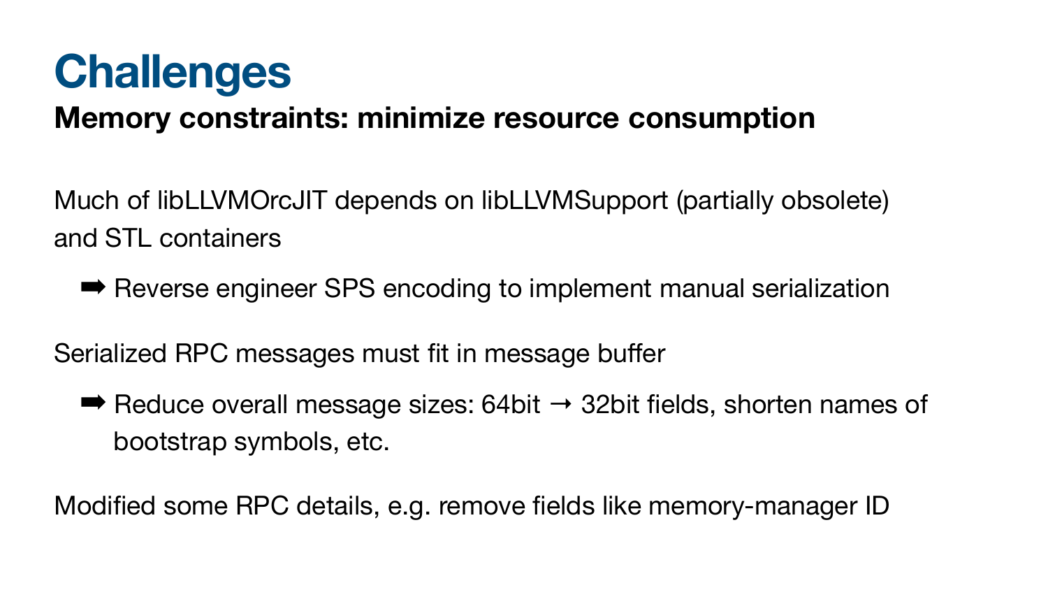# Challenges

## Memory constraints: minimize resource consumption

Much of libLLVMOrcJIT depends on libLLVMSupport (partially obsolete) and STL containers

➡ Reverse engineer SPS encoding to implement manual serialization

Serialized RPC messages must fit in message buffer

➡ Reduce overall message sizes: 64bit → 32bit fields, shorten names of bootstrap symbols, etc.

Modified some RPC details, e.g. remove fields like memory-manager ID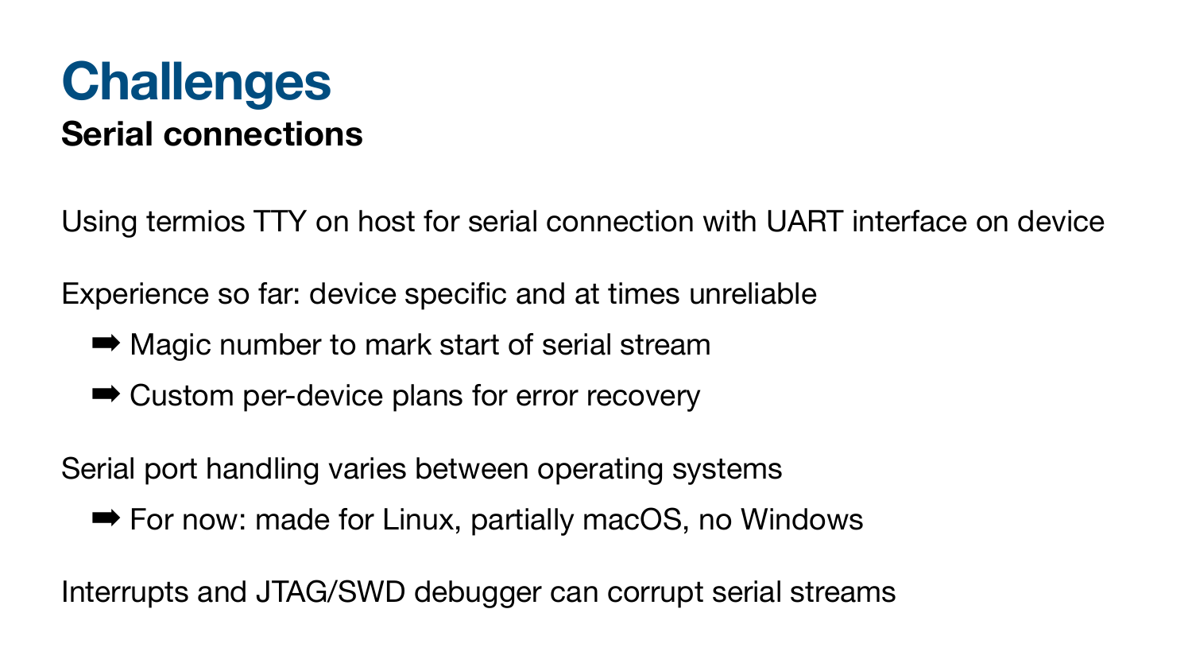# Challenges

## Serial connections

Using termios TTY on host for serial connection with UART interface on device

Experience so far: device specific and at times unreliable

- ➡ Magic number to mark start of serial stream
- ➡ Custom per-device plans for error recovery

Serial port handling varies between operating systems

- ➡ For now: made for Linux, partially macOS, no Windows

Interrupts and JTAG/SWD debugger can corrupt serial streams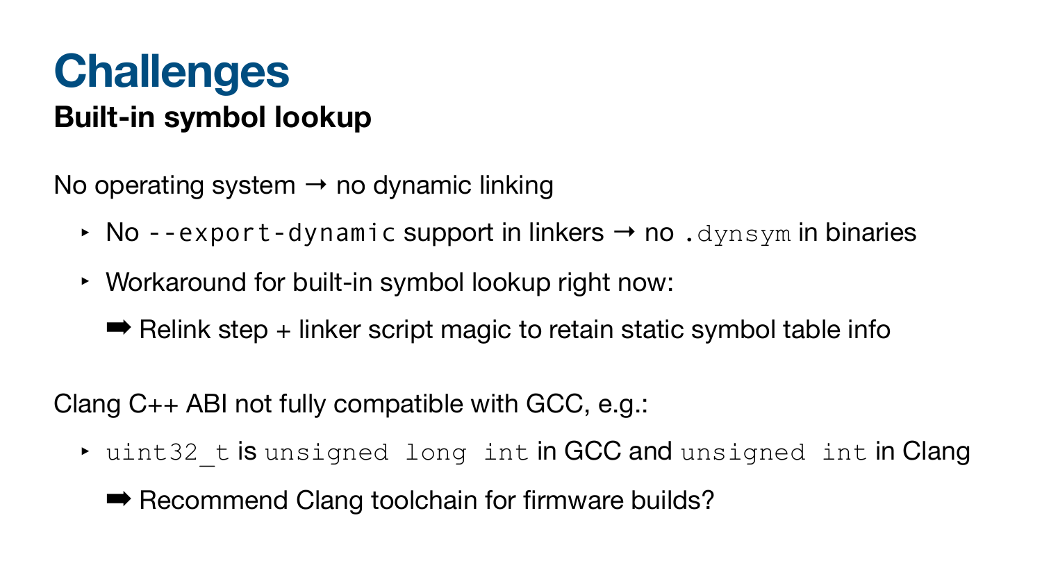# Challenges

## Built-in symbol lookup

No operating system → no dynamic linking

- No `--export-dynamic` support in linkers → no `.dynsym` in binaries
- Workaround for built-in symbol lookup right now:

  ➡ Relink step + linker script magic to retain static symbol table info

Clang C++ ABI not fully compatible with GCC, e.g.:

- `uint32_t` is `unsigned long int` in GCC and `unsigned int` in Clang

  ➡ Recommend Clang toolchain for firmware builds?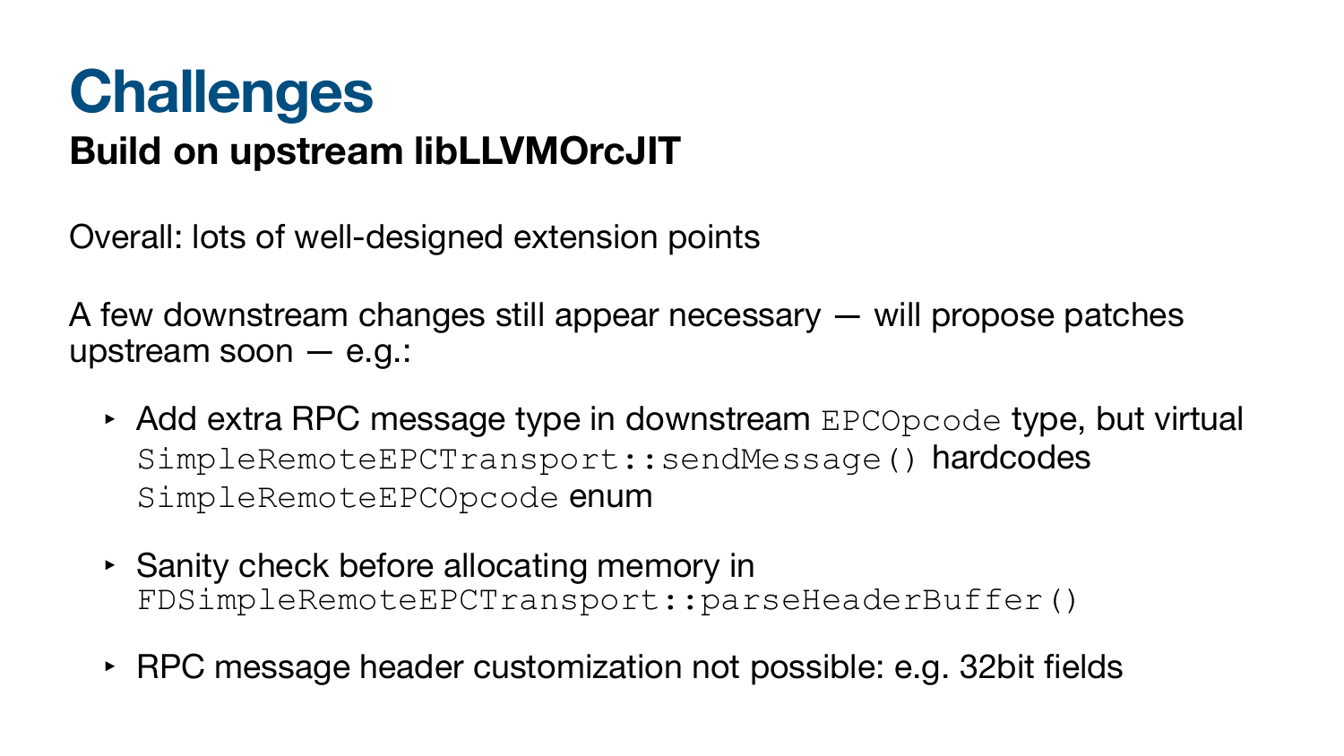# Challenges

## Build on upstream libLLVMOrcJIT

Overall: lots of well-designed extension points

A few downstream changes still appear necessary — will propose patches upstream soon — e.g.:

- Add extra RPC message type in downstream `EPCOpcode` type, but virtual `SimpleRemoteEPCTransport::sendMessage()` hardcodes `SimpleRemoteEPCOpcode` enum
- Sanity check before allocating memory in `FDSimpleRemoteEPCTransport::parseHeaderBuffer()`
- RPC message header customization not possible: e.g. 32bit fields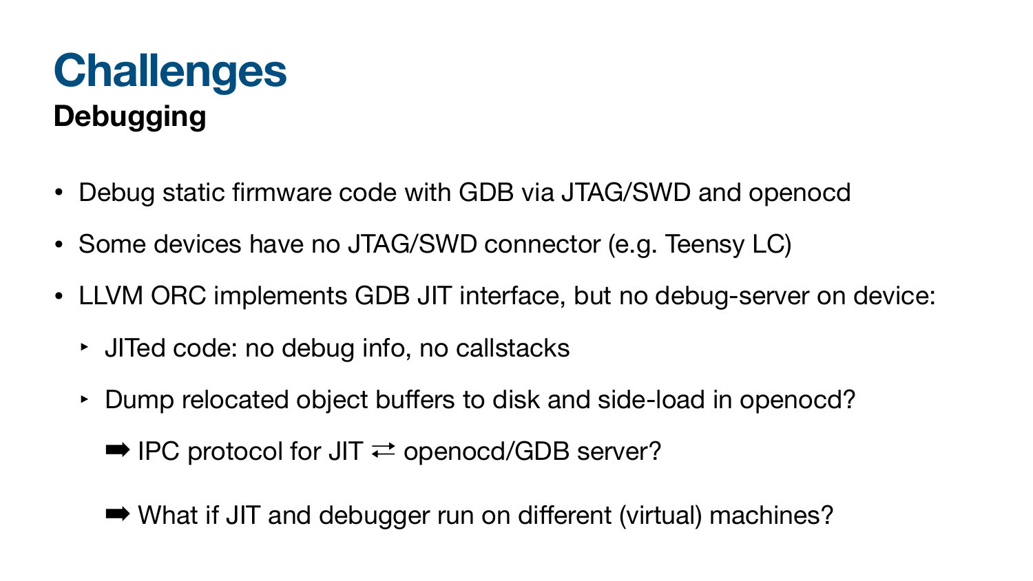# Challenges

## Debugging

- Debug static firmware code with GDB via JTAG/SWD and openocd
- Some devices have no JTAG/SWD connector (e.g. Teensy LC)
- LLVM ORC implements GDB JIT interface, but no debug-server on device:
  - JITed code: no debug info, no callstacks
  - Dump relocated object buffers to disk and side-load in openocd?

    ➡ IPC protocol for JIT ⇄ openocd/GDB server?

    ➡ What if JIT and debugger run on different (virtual) machines?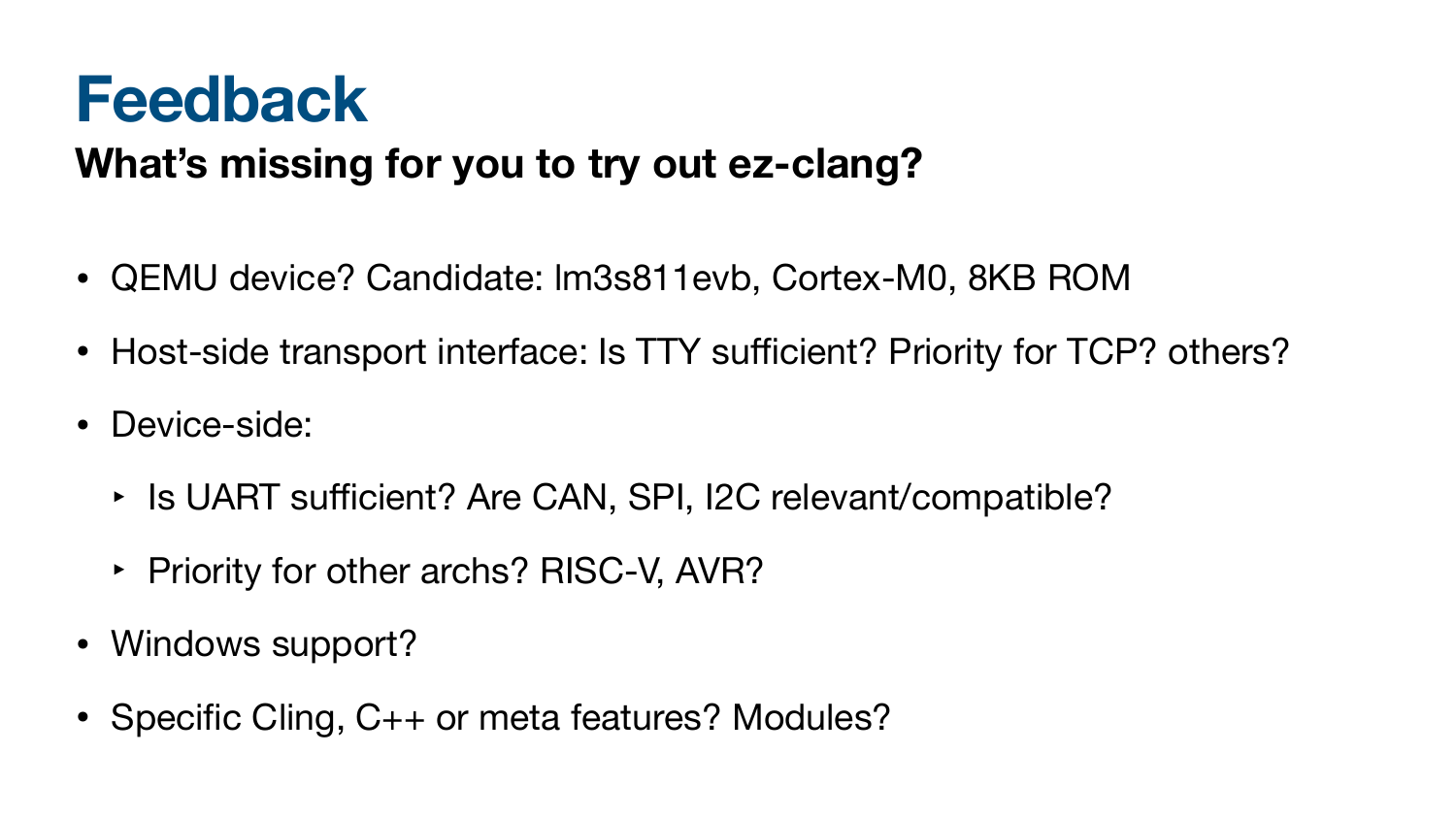# Feedback

## What's missing for you to try out ez-clang?

- QEMU device? Candidate: lm3s811evb, Cortex-M0, 8KB ROM
- Host-side transport interface: Is TTY sufficient? Priority for TCP? others?
- Device-side:
  - Is UART sufficient? Are CAN, SPI, I2C relevant/compatible?
  - Priority for other archs? RISC-V, AVR?
- Windows support?
- Specific Cling, C++ or meta features? Modules?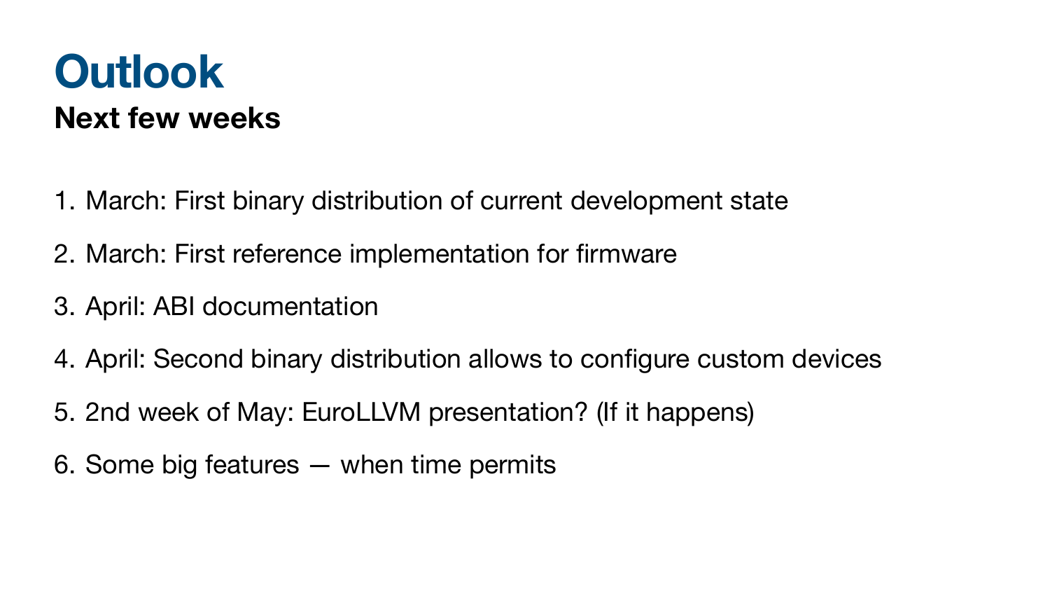# Outlook

## Next few weeks

1. March: First binary distribution of current development state
2. March: First reference implementation for firmware
3. April: ABI documentation
4. April: Second binary distribution allows to configure custom devices
5. 2nd week of May: EuroLLVM presentation? (If it happens)
6. Some big features — when time permits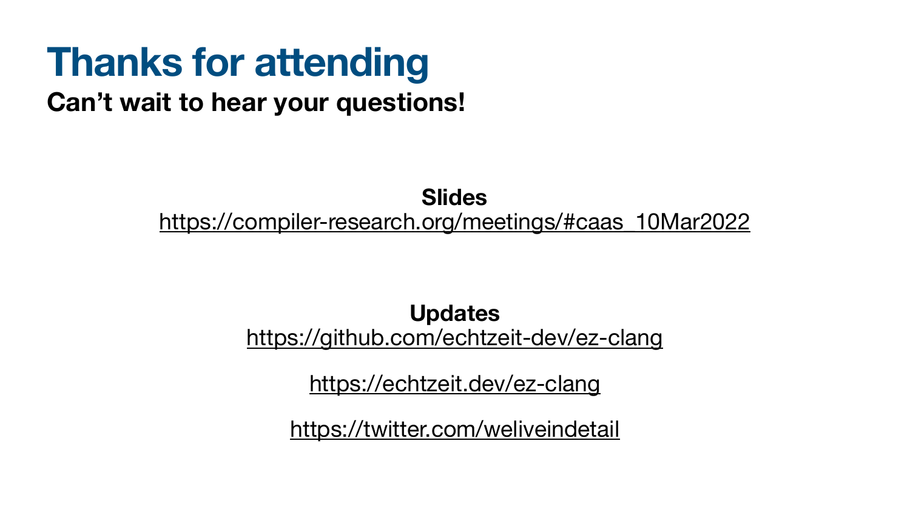# Thanks for attending

**Can't wait to hear your questions!**

**Slides**

https://compiler-research.org/meetings/#caas_10Mar2022

**Updates**

https://github.com/echtzeit-dev/ez-clang

https://echtzeit.dev/ez-clang

https://twitter.com/weliveindetail